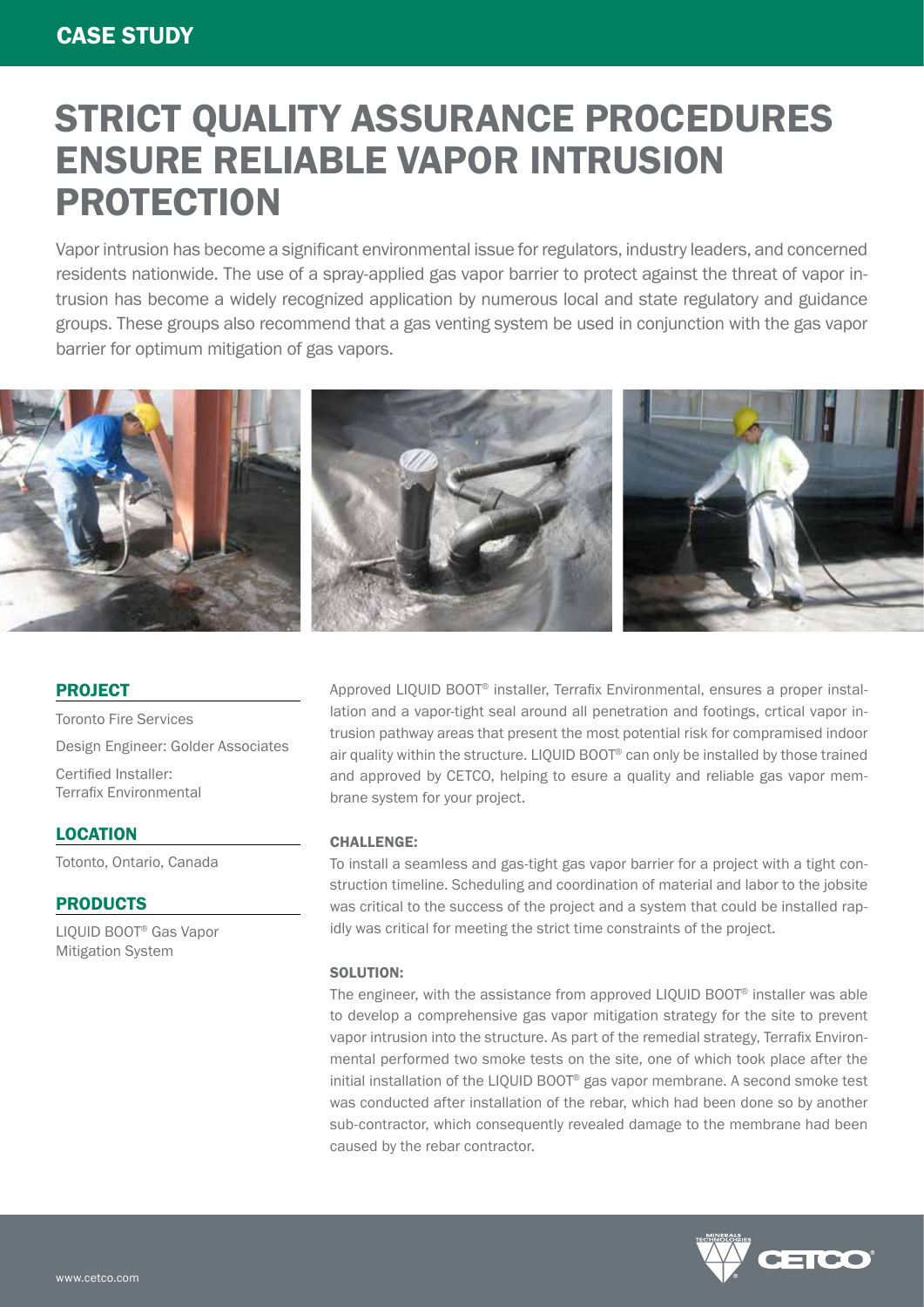CASE STUDY

# STRICT QUALITY ASSURANCE PROCEDURES ENSURE RELIABLE VAPOR INTRUSION PROTECTION

Vapor intrusion has become a significant environmental issue for regulators, industry leaders, and concerned residents nationwide. The use of a spray-applied gas vapor barrier to protect against the threat of vapor intrusion has become a widely recognized application by numerous local and state regulatory and guidance groups. These groups also recommend that a gas venting system be used in conjunction with the gas vapor barrier for optimum mitigation of gas vapors.

## PROJECT

Toronto Fire Services

Design Engineer: Golder Associates

Certified Installer:
Terrafix Environmental

## LOCATION

Totonto, Ontario, Canada

## PRODUCTS

LIQUID BOOT® Gas Vapor Mitigation System

Approved LIQUID BOOT® installer, Terrafix Environmental, ensures a proper installation and a vapor-tight seal around all penetration and footings, crtical vapor intrusion pathway areas that present the most potential risk for compramised indoor air quality within the structure. LIQUID BOOT® can only be installed by those trained and approved by CETCO, helping to esure a quality and reliable gas vapor membrane system for your project.

### CHALLENGE:

To install a seamless and gas-tight gas vapor barrier for a project with a tight construction timeline. Scheduling and coordination of material and labor to the jobsite was critical to the success of the project and a system that could be installed rapidly was critical for meeting the strict time constraints of the project.

### SOLUTION:

The engineer, with the assistance from approved LIQUID BOOT® installer was able to develop a comprehensive gas vapor mitigation strategy for the site to prevent vapor intrusion into the structure. As part of the remedial strategy, Terrafix Environmental performed two smoke tests on the site, one of which took place after the initial installation of the LIQUID BOOT® gas vapor membrane. A second smoke test was conducted after installation of the rebar, which had been done so by another sub-contractor, which consequently revealed damage to the membrane had been caused by the rebar contractor.

www.cetco.com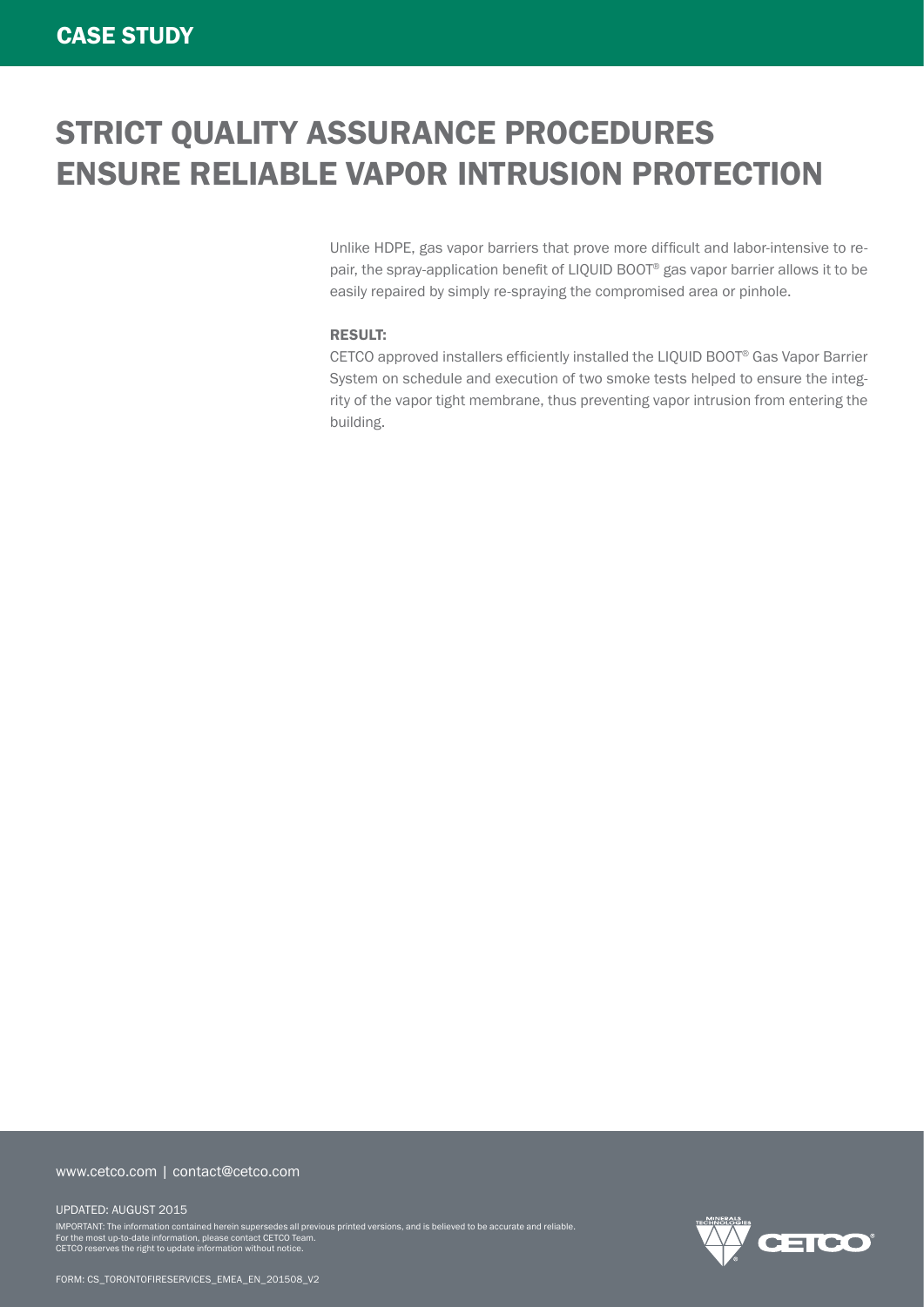# STRICT QUALITY ASSURANCE PROCEDURES ENSURE RELIABLE VAPOR INTRUSION PROTECTION

Unlike HDPE, gas vapor barriers that prove more difficult and labor-intensive to repair, the spray-application benefit of LIQUID BOOT® gas vapor barrier allows it to be easily repaired by simply re-spraying the compromised area or pinhole.

**RESULT:**

CETCO approved installers efficiently installed the LIQUID BOOT® Gas Vapor Barrier System on schedule and execution of two smoke tests helped to ensure the integrity of the vapor tight membrane, thus preventing vapor intrusion from entering the building.

www.cetco.com | contact@cetco.com

UPDATED: AUGUST 2015

IMPORTANT: The information contained herein supersedes all previous printed versions, and is believed to be accurate and reliable.
For the most up-to-date information, please contact CETCO Team.
CETCO reserves the right to update information without notice.

FORM: CS_TORONTOFIRESERVICES_EMEA_EN_201508_V2